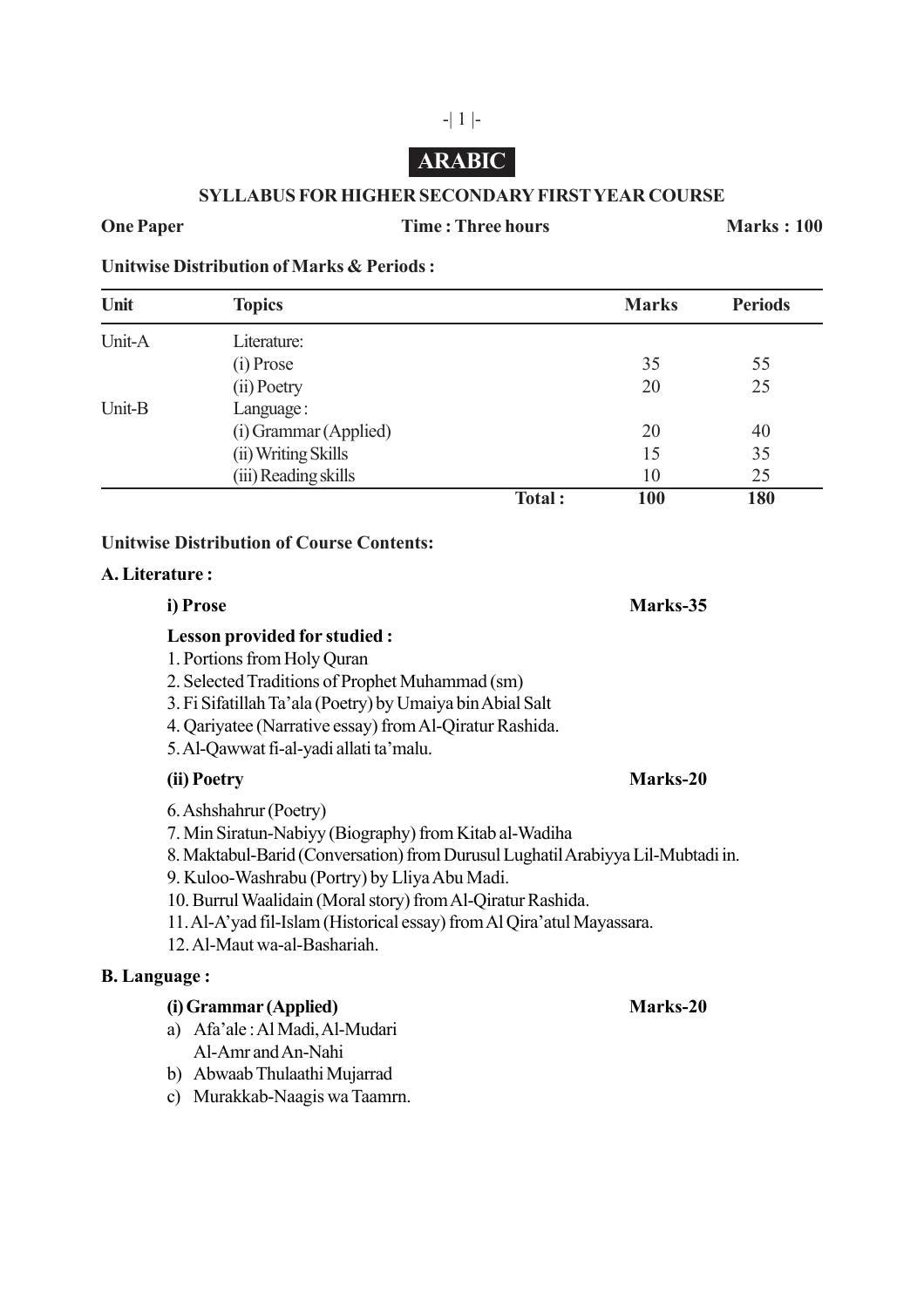# ARABIC

## SYLLABUS FOR HIGHER SECONDARY FIRST YEAR COURSE

**One Paper** **Time : Three hours** **Marks : 100**

**Unitwise Distribution of Marks & Periods :**

| Unit | Topics | Marks | Periods |
|---|---|---|---|
| Unit-A | Literature: | | |
| | (i) Prose | 35 | 55 |
| | (ii) Poetry | 20 | 25 |
| Unit-B | Language : | | |
| | (i) Grammar (Applied) | 20 | 40 |
| | (ii) Writing Skills | 15 | 35 |
| | (iii) Reading skills | 10 | 25 |
| | **Total :** | **100** | **180** |

**Unitwise Distribution of Course Contents:**

**A. Literature :**

**i) Prose** **Marks-35**

**Lesson provided for studied :**

1. Portions from Holy Quran
2. Selected Traditions of Prophet Muhammad (sm)
3. Fi Sifatillah Ta'ala (Poetry) by Umaiya bin Abial Salt
4. Qariyatee (Narrative essay) from Al-Qiratur Rashida.
5. Al-Qawwat fi-al-yadi allati ta'malu.

**(ii) Poetry** **Marks-20**

6. Ashshahrur (Poetry)
7. Min Siratun-Nabiyy (Biography) from Kitab al-Wadiha
8. Maktabul-Barid (Conversation) from Durusul Lughatil Arabiyya Lil-Mubtadi in.
9. Kuloo-Washrabu (Portry) by Lliya Abu Madi.
10. Burrul Waalidain (Moral story) from Al-Qiratur Rashida.
11. Al-A'yad fil-Islam (Historical essay) from Al Qira'atul Mayassara.
12. Al-Maut wa-al-Bashariah.

**B. Language :**

**(i) Grammar (Applied)** **Marks-20**

a) Afa'ale : Al Madi, Al-Mudari
 Al-Amr and An-Nahi
b) Abwaab Thulaathi Mujarrad
c) Murakkab-Naagis wa Taamrn.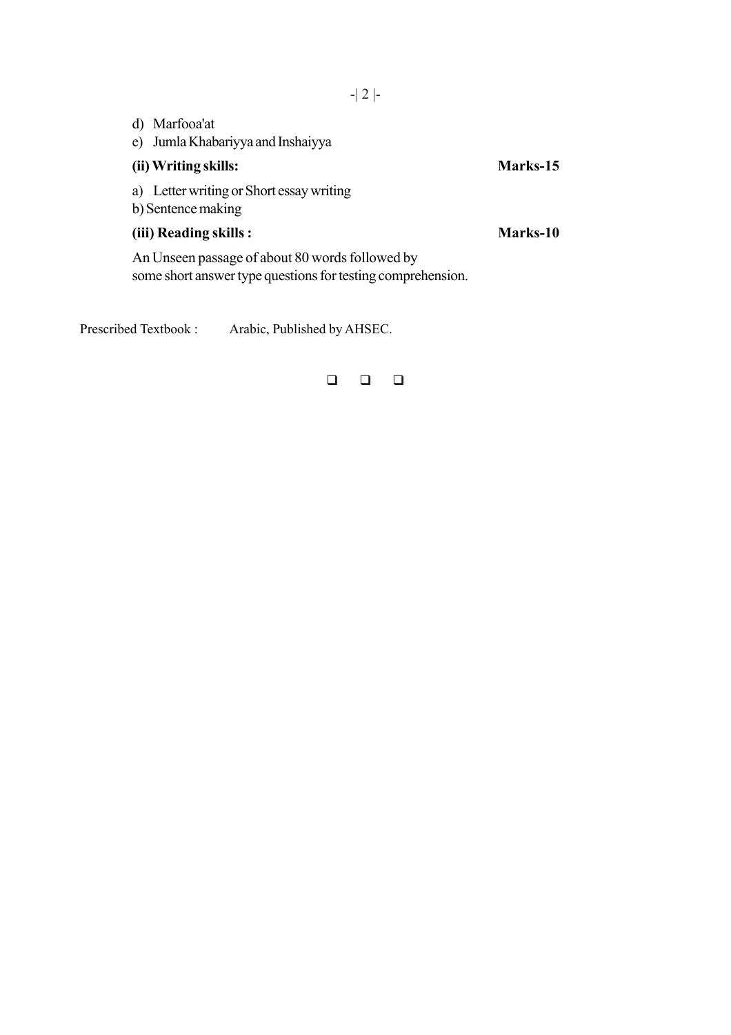d) Marfooa'at
e) Jumla Khabariyya and Inshaiyya

**(ii) Writing skills:** **Marks-15**

a) Letter writing or Short essay writing
b) Sentence making

**(iii) Reading skills :** **Marks-10**

An Unseen passage of about 80 words followed by some short answer type questions for testing comprehension.

Prescribed Textbook : Arabic, Published by AHSEC.

❑ ❑ ❑